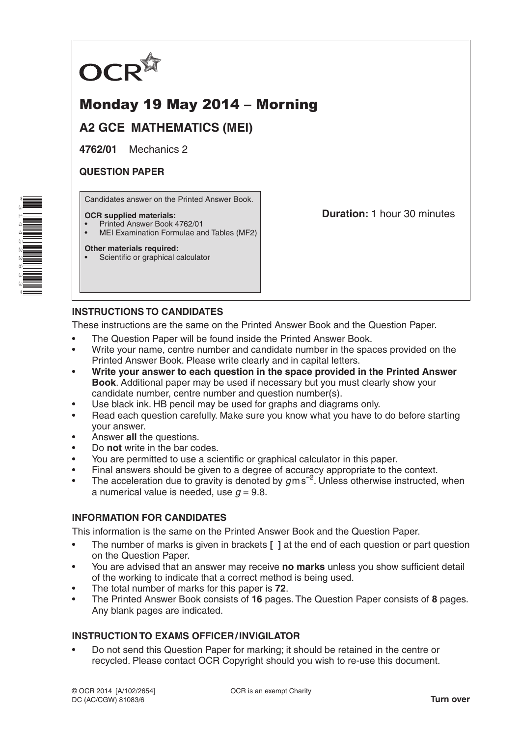OCR

# Monday 19 May 2014 – Morning

## A2 GCE MATHEMATICS (MEI)

**4762/01** Mechanics 2

**QUESTION PAPER**

Candidates answer on the Printed Answer Book.

**OCR supplied materials:**
- Printed Answer Book 4762/01
- MEI Examination Formulae and Tables (MF2)

**Other materials required:**
- Scientific or graphical calculator

**Duration:** 1 hour 30 minutes

### INSTRUCTIONS TO CANDIDATES

These instructions are the same on the Printed Answer Book and the Question Paper.

- The Question Paper will be found inside the Printed Answer Book.
- Write your name, centre number and candidate number in the spaces provided on the Printed Answer Book. Please write clearly and in capital letters.
- **Write your answer to each question in the space provided in the Printed Answer Book**. Additional paper may be used if necessary but you must clearly show your candidate number, centre number and question number(s).
- Use black ink. HB pencil may be used for graphs and diagrams only.
- Read each question carefully. Make sure you know what you have to do before starting your answer.
- Answer **all** the questions.
- Do **not** write in the bar codes.
- You are permitted to use a scientific or graphical calculator in this paper.
- Final answers should be given to a degree of accuracy appropriate to the context.
- The acceleration due to gravity is denoted by $g\,\text{m}\,\text{s}^{-2}$. Unless otherwise instructed, when a numerical value is needed, use $g = 9.8$.

### INFORMATION FOR CANDIDATES

This information is the same on the Printed Answer Book and the Question Paper.

- The number of marks is given in brackets **[ ]** at the end of each question or part question on the Question Paper.
- You are advised that an answer may receive **no marks** unless you show sufficient detail of the working to indicate that a correct method is being used.
- The total number of marks for this paper is **72**.
- The Printed Answer Book consists of **16** pages. The Question Paper consists of **8** pages. Any blank pages are indicated.

### INSTRUCTION TO EXAMS OFFICER / INVIGILATOR

- Do not send this Question Paper for marking; it should be retained in the centre or recycled. Please contact OCR Copyright should you wish to re-use this document.

© OCR 2014 [A/102/2654]
DC (AC/CGW) 81083/6

OCR is an exempt Charity

**Turn over**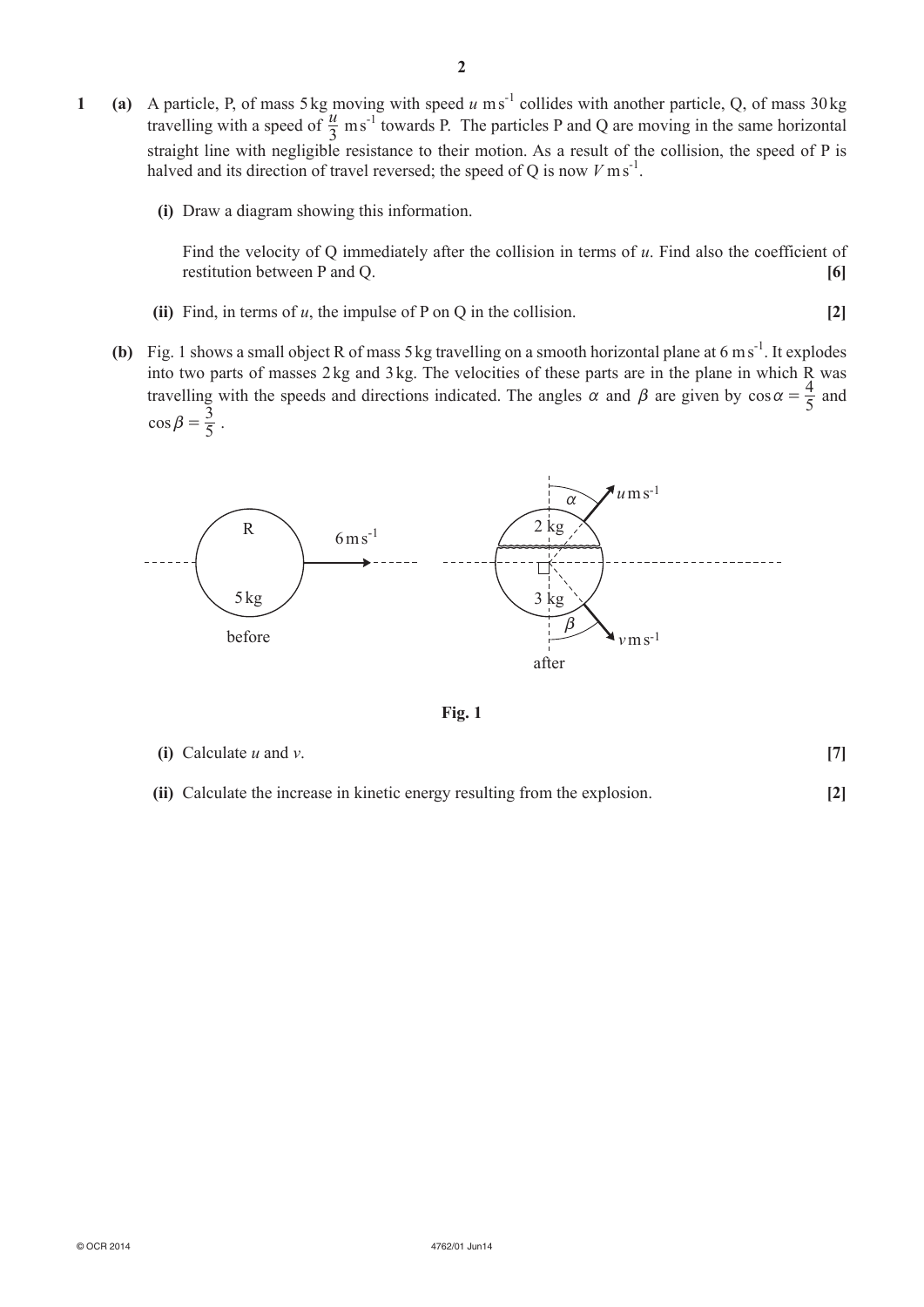**1** **(a)** A particle, P, of mass 5 kg moving with speed $u$ m s$^{-1}$ collides with another particle, Q, of mass 30 kg travelling with a speed of $\frac{u}{3}$ m s$^{-1}$ towards P. The particles P and Q are moving in the same horizontal straight line with negligible resistance to their motion. As a result of the collision, the speed of P is halved and its direction of travel reversed; the speed of Q is now $V$ m s$^{-1}$.

**(i)** Draw a diagram showing this information.

Find the velocity of Q immediately after the collision in terms of $u$. Find also the coefficient of restitution between P and Q. **[6]**

**(ii)** Find, in terms of $u$, the impulse of P on Q in the collision. **[2]**

**(b)** Fig. 1 shows a small object R of mass 5 kg travelling on a smooth horizontal plane at 6 m s$^{-1}$. It explodes into two parts of masses 2 kg and 3 kg. The velocities of these parts are in the plane in which R was travelling with the speeds and directions indicated. The angles $\alpha$ and $\beta$ are given by $\cos\alpha = \frac{4}{5}$ and $\cos\beta = \frac{3}{5}$.

**Fig. 1**

**(i)** Calculate $u$ and $v$. **[7]**

**(ii)** Calculate the increase in kinetic energy resulting from the explosion. **[2]**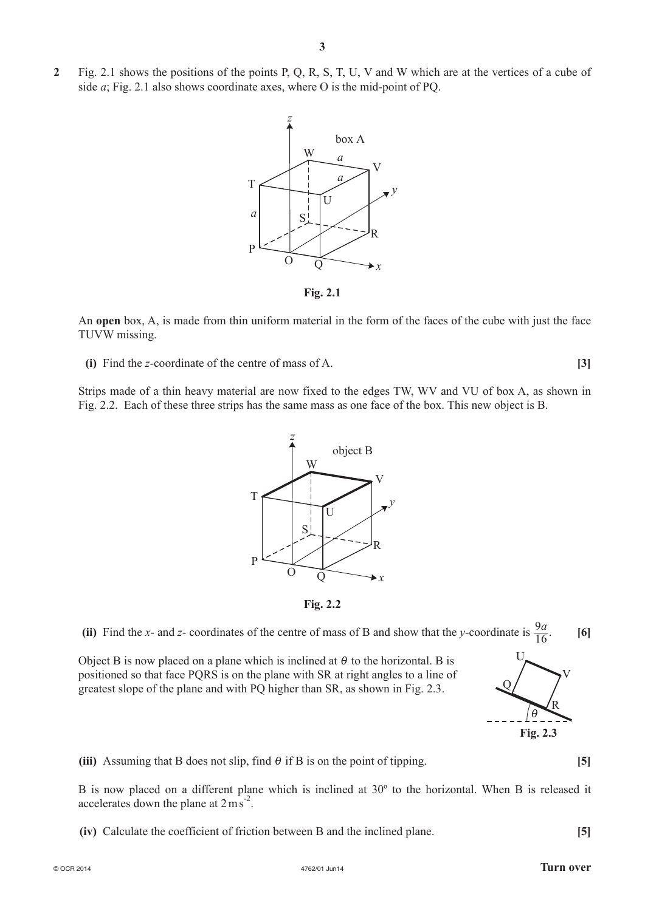**2** Fig. 2.1 shows the positions of the points P, Q, R, S, T, U, V and W which are at the vertices of a cube of side $a$; Fig. 2.1 also shows coordinate axes, where O is the mid-point of PQ.

**Fig. 2.1**

An **open** box, A, is made from thin uniform material in the form of the faces of the cube with just the face TUVW missing.

**(i)** Find the $z$-coordinate of the centre of mass of A. **[3]**

Strips made of a thin heavy material are now fixed to the edges TW, WV and VU of box A, as shown in Fig. 2.2. Each of these three strips has the same mass as one face of the box. This new object is B.

**Fig. 2.2**

**(ii)** Find the $x$- and $z$- coordinates of the centre of mass of B and show that the $y$-coordinate is $\frac{9a}{16}$. **[6]**

Object B is now placed on a plane which is inclined at $\theta$ to the horizontal. B is positioned so that face PQRS is on the plane with SR at right angles to a line of greatest slope of the plane and with PQ higher than SR, as shown in Fig. 2.3.

**Fig. 2.3**

**(iii)** Assuming that B does not slip, find $\theta$ if B is on the point of tipping. **[5]**

B is now placed on a different plane which is inclined at 30º to the horizontal. When B is released it accelerates down the plane at $2\,\text{m s}^{-2}$.

**(iv)** Calculate the coefficient of friction between B and the inclined plane. **[5]**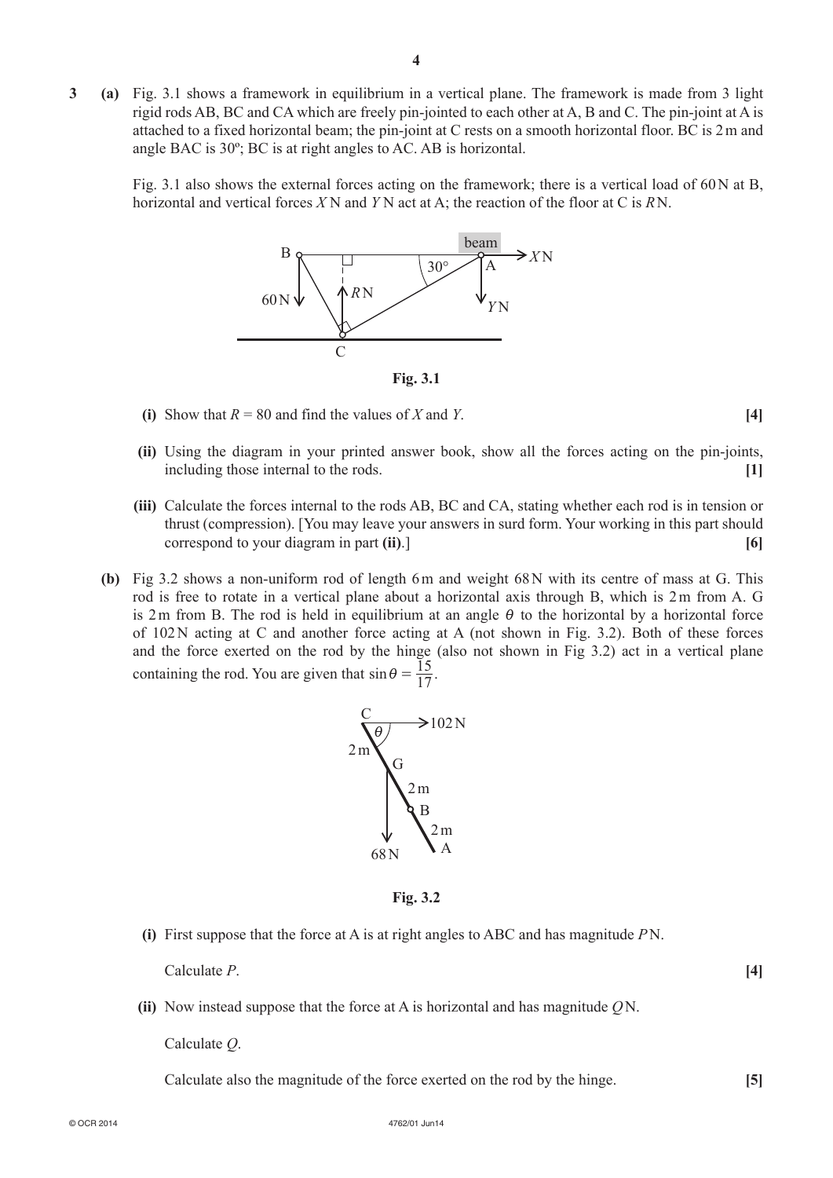**3 (a)** Fig. 3.1 shows a framework in equilibrium in a vertical plane. The framework is made from 3 light rigid rods AB, BC and CA which are freely pin-jointed to each other at A, B and C. The pin-joint at A is attached to a fixed horizontal beam; the pin-joint at C rests on a smooth horizontal floor. BC is 2 m and angle BAC is 30º; BC is at right angles to AC. AB is horizontal.

Fig. 3.1 also shows the external forces acting on the framework; there is a vertical load of 60 N at B, horizontal and vertical forces $X$ N and $Y$ N act at A; the reaction of the floor at C is $R$ N.

**Fig. 3.1**

**(i)** Show that $R = 80$ and find the values of $X$ and $Y$. **[4]**

**(ii)** Using the diagram in your printed answer book, show all the forces acting on the pin-joints, including those internal to the rods. **[1]**

**(iii)** Calculate the forces internal to the rods AB, BC and CA, stating whether each rod is in tension or thrust (compression). [You may leave your answers in surd form. Your working in this part should correspond to your diagram in part **(ii)**.] **[6]**

**(b)** Fig 3.2 shows a non-uniform rod of length 6 m and weight 68 N with its centre of mass at G. This rod is free to rotate in a vertical plane about a horizontal axis through B, which is 2 m from A. G is 2 m from B. The rod is held in equilibrium at an angle $\theta$ to the horizontal by a horizontal force of 102 N acting at C and another force acting at A (not shown in Fig. 3.2). Both of these forces and the force exerted on the rod by the hinge (also not shown in Fig 3.2) act in a vertical plane containing the rod. You are given that $\sin\theta = \frac{15}{17}$.

**Fig. 3.2**

**(i)** First suppose that the force at A is at right angles to ABC and has magnitude $P$ N.

Calculate $P$. **[4]**

**(ii)** Now instead suppose that the force at A is horizontal and has magnitude $Q$ N.

Calculate $Q$.

Calculate also the magnitude of the force exerted on the rod by the hinge. **[5]**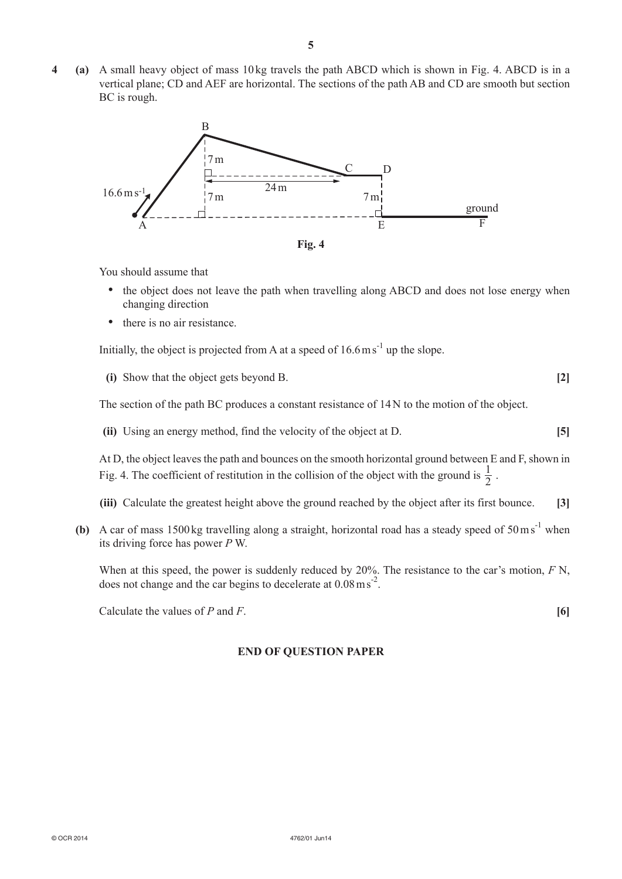**4 (a)** A small heavy object of mass 10 kg travels the path ABCD which is shown in Fig. 4. ABCD is in a vertical plane; CD and AEF are horizontal. The sections of the path AB and CD are smooth but section BC is rough.

**Fig. 4**

You should assume that

- the object does not leave the path when travelling along ABCD and does not lose energy when changing direction
- there is no air resistance.

Initially, the object is projected from A at a speed of $16.6\,\text{m}\,\text{s}^{-1}$ up the slope.

**(i)** Show that the object gets beyond B. **[2]**

The section of the path BC produces a constant resistance of 14 N to the motion of the object.

**(ii)** Using an energy method, find the velocity of the object at D. **[5]**

At D, the object leaves the path and bounces on the smooth horizontal ground between E and F, shown in Fig. 4. The coefficient of restitution in the collision of the object with the ground is $\frac{1}{2}$.

**(iii)** Calculate the greatest height above the ground reached by the object after its first bounce. **[3]**

**(b)** A car of mass 1500 kg travelling along a straight, horizontal road has a steady speed of $50\,\text{m}\,\text{s}^{-1}$ when its driving force has power $P$ W.

When at this speed, the power is suddenly reduced by 20%. The resistance to the car's motion, $F$ N, does not change and the car begins to decelerate at $0.08\,\text{m}\,\text{s}^{-2}$.

Calculate the values of $P$ and $F$. **[6]**

**END OF QUESTION PAPER**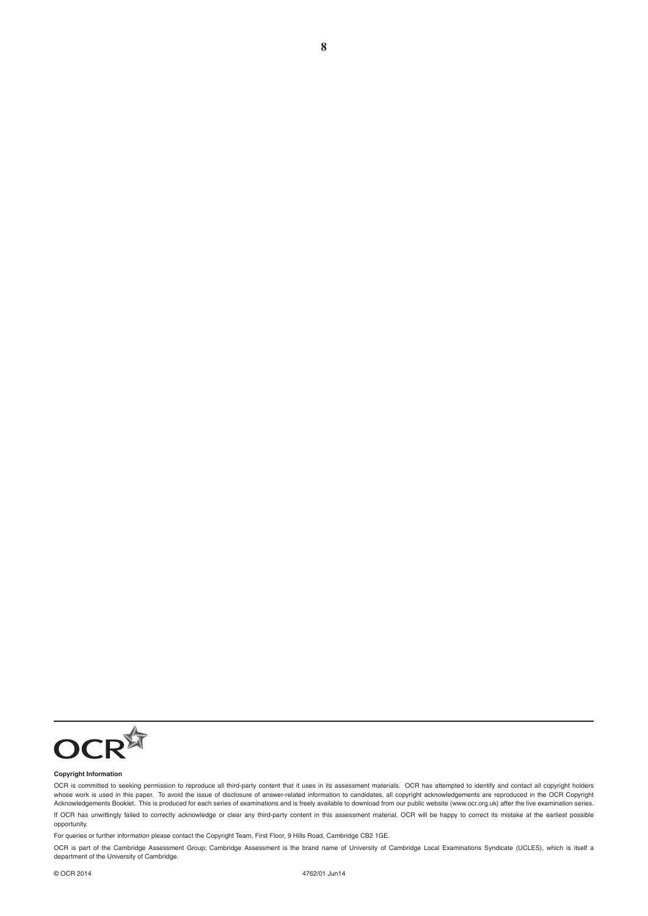**Copyright Information**

OCR is committed to seeking permission to reproduce all third-party content that it uses in its assessment materials. OCR has attempted to identify and contact all copyright holders whose work is used in this paper. To avoid the issue of disclosure of answer-related information to candidates, all copyright acknowledgements are reproduced in the OCR Copyright Acknowledgements Booklet. This is produced for each series of examinations and is freely available to download from our public website (www.ocr.org.uk) after the live examination series.

If OCR has unwittingly failed to correctly acknowledge or clear any third-party content in this assessment material, OCR will be happy to correct its mistake at the earliest possible opportunity.

For queries or further information please contact the Copyright Team, First Floor, 9 Hills Road, Cambridge CB2 1GE.

OCR is part of the Cambridge Assessment Group; Cambridge Assessment is the brand name of University of Cambridge Local Examinations Syndicate (UCLES), which is itself a department of the University of Cambridge.

© OCR 2014 4762/01 Jun14